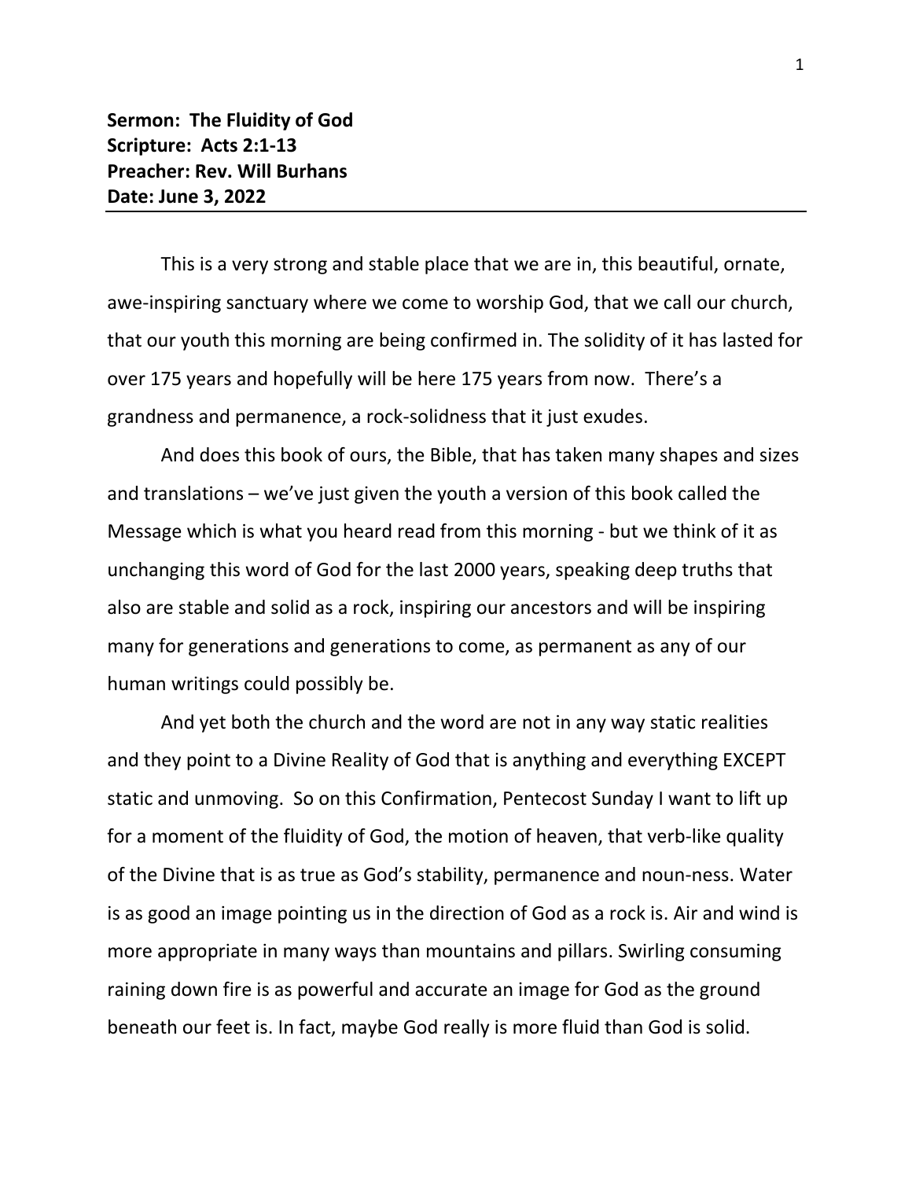**Sermon: The Fluidity of God**
**Scripture: Acts 2:1-13**
**Preacher: Rev. Will Burhans**
**Date: June 3, 2022**

---

This is a very strong and stable place that we are in, this beautiful, ornate, awe-inspiring sanctuary where we come to worship God, that we call our church, that our youth this morning are being confirmed in. The solidity of it has lasted for over 175 years and hopefully will be here 175 years from now. There's a grandness and permanence, a rock-solidness that it just exudes.

And does this book of ours, the Bible, that has taken many shapes and sizes and translations – we've just given the youth a version of this book called the Message which is what you heard read from this morning - but we think of it as unchanging this word of God for the last 2000 years, speaking deep truths that also are stable and solid as a rock, inspiring our ancestors and will be inspiring many for generations and generations to come, as permanent as any of our human writings could possibly be.

And yet both the church and the word are not in any way static realities and they point to a Divine Reality of God that is anything and everything EXCEPT static and unmoving. So on this Confirmation, Pentecost Sunday I want to lift up for a moment of the fluidity of God, the motion of heaven, that verb-like quality of the Divine that is as true as God's stability, permanence and noun-ness. Water is as good an image pointing us in the direction of God as a rock is. Air and wind is more appropriate in many ways than mountains and pillars. Swirling consuming raining down fire is as powerful and accurate an image for God as the ground beneath our feet is. In fact, maybe God really is more fluid than God is solid.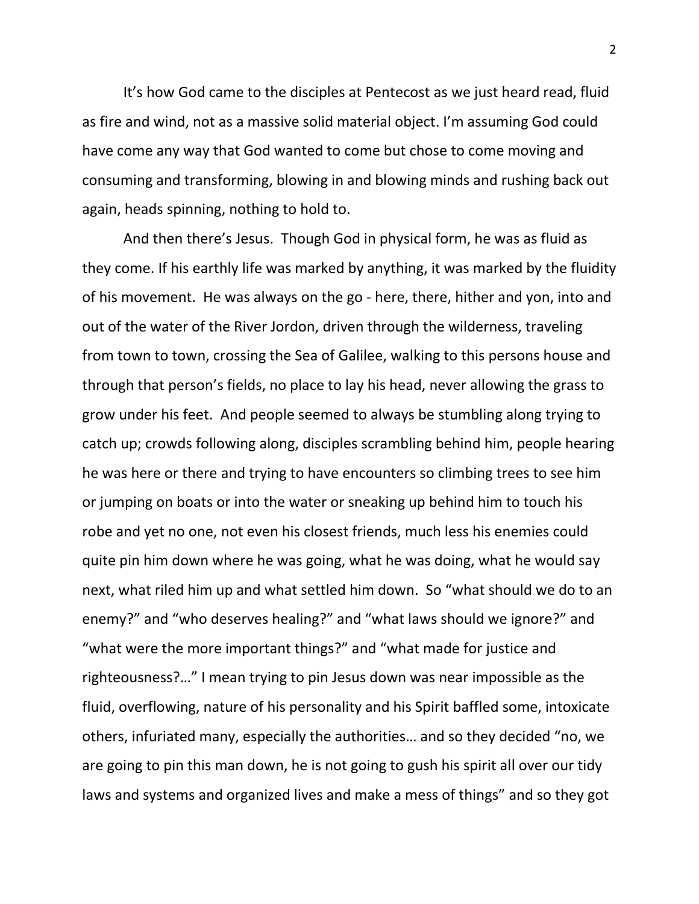It's how God came to the disciples at Pentecost as we just heard read, fluid as fire and wind, not as a massive solid material object. I'm assuming God could have come any way that God wanted to come but chose to come moving and consuming and transforming, blowing in and blowing minds and rushing back out again, heads spinning, nothing to hold to.

And then there's Jesus. Though God in physical form, he was as fluid as they come. If his earthly life was marked by anything, it was marked by the fluidity of his movement. He was always on the go - here, there, hither and yon, into and out of the water of the River Jordon, driven through the wilderness, traveling from town to town, crossing the Sea of Galilee, walking to this persons house and through that person's fields, no place to lay his head, never allowing the grass to grow under his feet. And people seemed to always be stumbling along trying to catch up; crowds following along, disciples scrambling behind him, people hearing he was here or there and trying to have encounters so climbing trees to see him or jumping on boats or into the water or sneaking up behind him to touch his robe and yet no one, not even his closest friends, much less his enemies could quite pin him down where he was going, what he was doing, what he would say next, what riled him up and what settled him down. So "what should we do to an enemy?" and "who deserves healing?" and "what laws should we ignore?" and "what were the more important things?" and "what made for justice and righteousness?…" I mean trying to pin Jesus down was near impossible as the fluid, overflowing, nature of his personality and his Spirit baffled some, intoxicate others, infuriated many, especially the authorities… and so they decided "no, we are going to pin this man down, he is not going to gush his spirit all over our tidy laws and systems and organized lives and make a mess of things" and so they got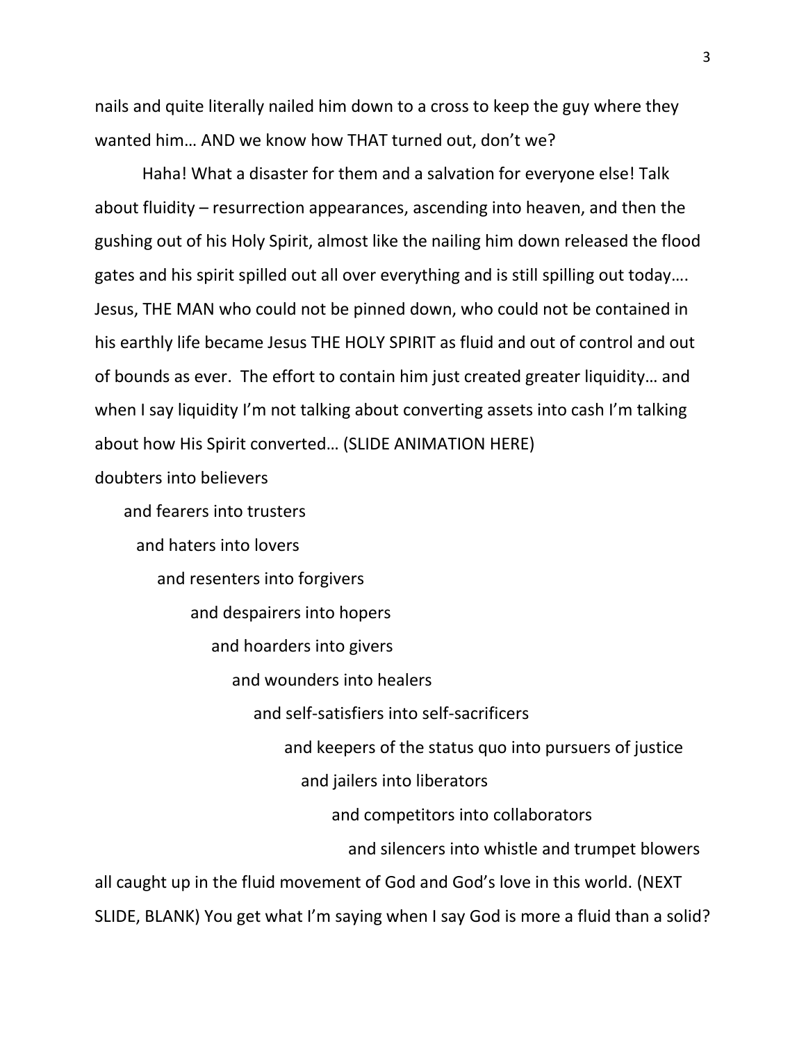nails and quite literally nailed him down to a cross to keep the guy where they wanted him… AND we know how THAT turned out, don't we?

Haha! What a disaster for them and a salvation for everyone else! Talk about fluidity – resurrection appearances, ascending into heaven, and then the gushing out of his Holy Spirit, almost like the nailing him down released the flood gates and his spirit spilled out all over everything and is still spilling out today…. Jesus, THE MAN who could not be pinned down, who could not be contained in his earthly life became Jesus THE HOLY SPIRIT as fluid and out of control and out of bounds as ever. The effort to contain him just created greater liquidity… and when I say liquidity I'm not talking about converting assets into cash I'm talking about how His Spirit converted… (SLIDE ANIMATION HERE)

doubters into believers

and fearers into trusters

and haters into lovers

and resenters into forgivers

and despairers into hopers

and hoarders into givers

and wounders into healers

and self-satisfiers into self-sacrificers

and keepers of the status quo into pursuers of justice

and jailers into liberators

and competitors into collaborators

and silencers into whistle and trumpet blowers

all caught up in the fluid movement of God and God's love in this world. (NEXT SLIDE, BLANK) You get what I'm saying when I say God is more a fluid than a solid?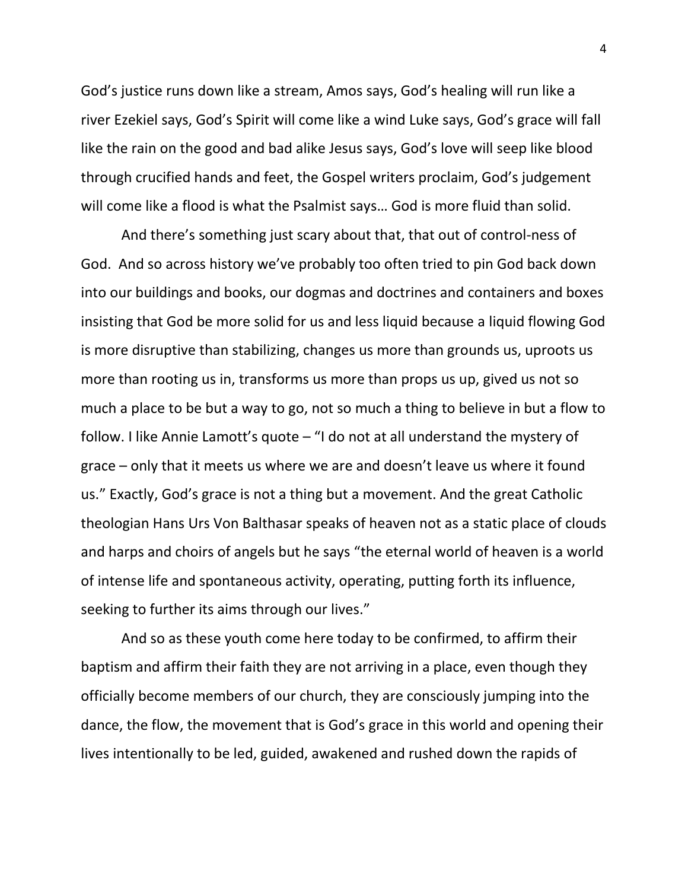God's justice runs down like a stream, Amos says, God's healing will run like a river Ezekiel says, God's Spirit will come like a wind Luke says, God's grace will fall like the rain on the good and bad alike Jesus says, God's love will seep like blood through crucified hands and feet, the Gospel writers proclaim, God's judgement will come like a flood is what the Psalmist says… God is more fluid than solid.

And there's something just scary about that, that out of control-ness of God. And so across history we've probably too often tried to pin God back down into our buildings and books, our dogmas and doctrines and containers and boxes insisting that God be more solid for us and less liquid because a liquid flowing God is more disruptive than stabilizing, changes us more than grounds us, uproots us more than rooting us in, transforms us more than props us up, gived us not so much a place to be but a way to go, not so much a thing to believe in but a flow to follow. I like Annie Lamott's quote – "I do not at all understand the mystery of grace – only that it meets us where we are and doesn't leave us where it found us." Exactly, God's grace is not a thing but a movement. And the great Catholic theologian Hans Urs Von Balthasar speaks of heaven not as a static place of clouds and harps and choirs of angels but he says "the eternal world of heaven is a world of intense life and spontaneous activity, operating, putting forth its influence, seeking to further its aims through our lives."

And so as these youth come here today to be confirmed, to affirm their baptism and affirm their faith they are not arriving in a place, even though they officially become members of our church, they are consciously jumping into the dance, the flow, the movement that is God's grace in this world and opening their lives intentionally to be led, guided, awakened and rushed down the rapids of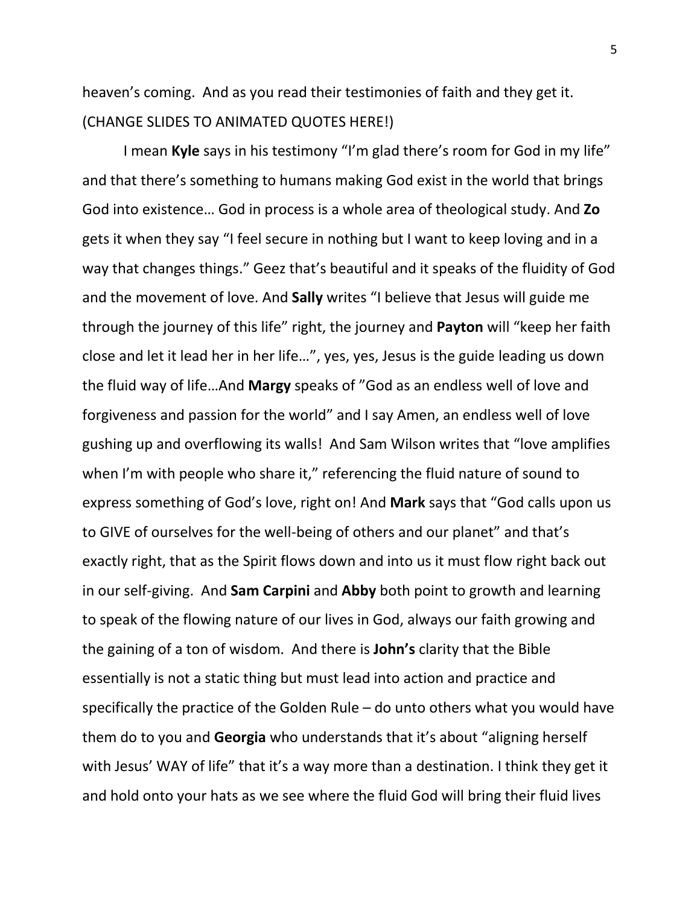heaven's coming. And as you read their testimonies of faith and they get it. (CHANGE SLIDES TO ANIMATED QUOTES HERE!)

I mean **Kyle** says in his testimony "I'm glad there's room for God in my life" and that there's something to humans making God exist in the world that brings God into existence… God in process is a whole area of theological study. And **Zo** gets it when they say "I feel secure in nothing but I want to keep loving and in a way that changes things." Geez that's beautiful and it speaks of the fluidity of God and the movement of love. And **Sally** writes "I believe that Jesus will guide me through the journey of this life" right, the journey and **Payton** will "keep her faith close and let it lead her in her life…", yes, yes, Jesus is the guide leading us down the fluid way of life…And **Margy** speaks of "God as an endless well of love and forgiveness and passion for the world" and I say Amen, an endless well of love gushing up and overflowing its walls! And Sam Wilson writes that "love amplifies when I'm with people who share it," referencing the fluid nature of sound to express something of God's love, right on! And **Mark** says that "God calls upon us to GIVE of ourselves for the well-being of others and our planet" and that's exactly right, that as the Spirit flows down and into us it must flow right back out in our self-giving. And **Sam Carpini** and **Abby** both point to growth and learning to speak of the flowing nature of our lives in God, always our faith growing and the gaining of a ton of wisdom. And there is **John's** clarity that the Bible essentially is not a static thing but must lead into action and practice and specifically the practice of the Golden Rule – do unto others what you would have them do to you and **Georgia** who understands that it's about "aligning herself with Jesus' WAY of life" that it's a way more than a destination. I think they get it and hold onto your hats as we see where the fluid God will bring their fluid lives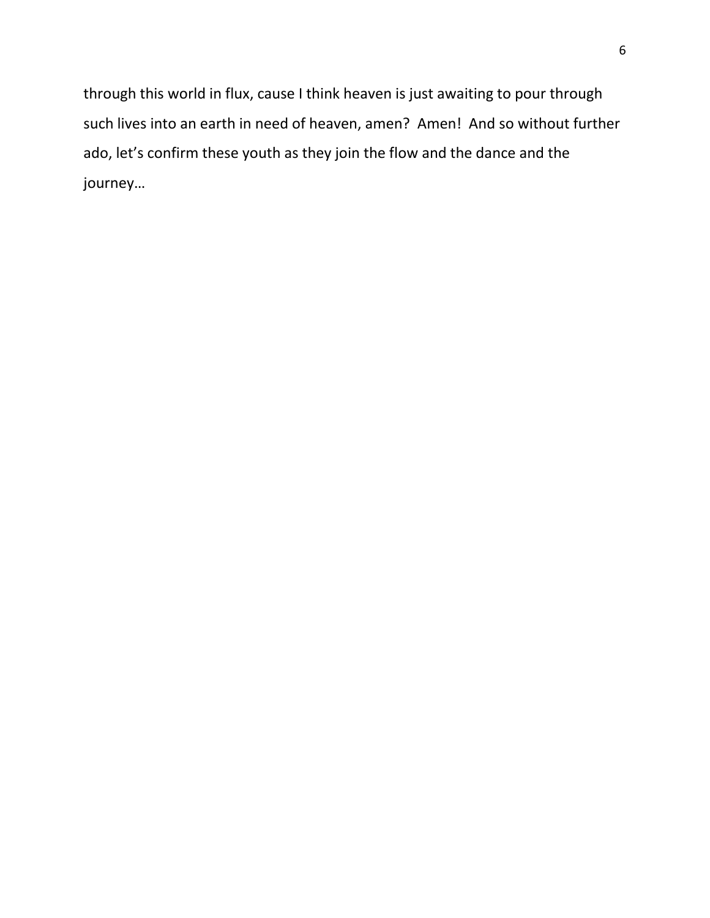through this world in flux, cause I think heaven is just awaiting to pour through such lives into an earth in need of heaven, amen? Amen! And so without further ado, let's confirm these youth as they join the flow and the dance and the journey…